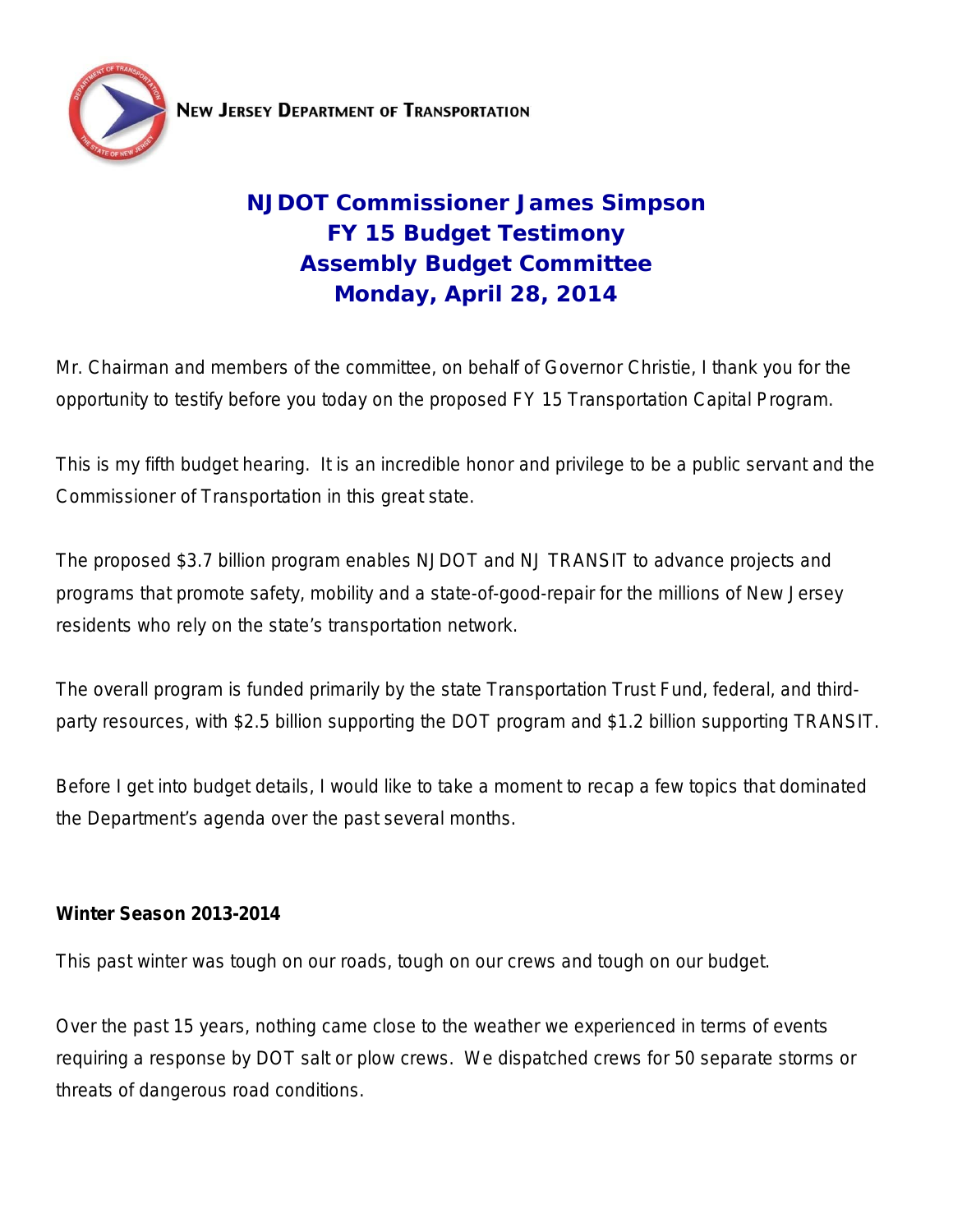**New Jersey Department of Transportation**

# NJDOT Commissioner James Simpson
# FY 15 Budget Testimony
# Assembly Budget Committee
# Monday, April 28, 2014

Mr. Chairman and members of the committee, on behalf of Governor Christie, I thank you for the opportunity to testify before you today on the proposed FY 15 Transportation Capital Program.

This is my fifth budget hearing. It is an incredible honor and privilege to be a public servant and the Commissioner of Transportation in this great state.

The proposed $3.7 billion program enables NJDOT and NJ TRANSIT to advance projects and programs that promote safety, mobility and a state-of-good-repair for the millions of New Jersey residents who rely on the state's transportation network.

The overall program is funded primarily by the state Transportation Trust Fund, federal, and third-party resources, with $2.5 billion supporting the DOT program and $1.2 billion supporting TRANSIT.

Before I get into budget details, I would like to take a moment to recap a few topics that dominated the Department's agenda over the past several months.

**Winter Season 2013-2014**

This past winter was tough on our roads, tough on our crews and tough on our budget.

Over the past 15 years, nothing came close to the weather we experienced in terms of events requiring a response by DOT salt or plow crews. We dispatched crews for 50 separate storms or threats of dangerous road conditions.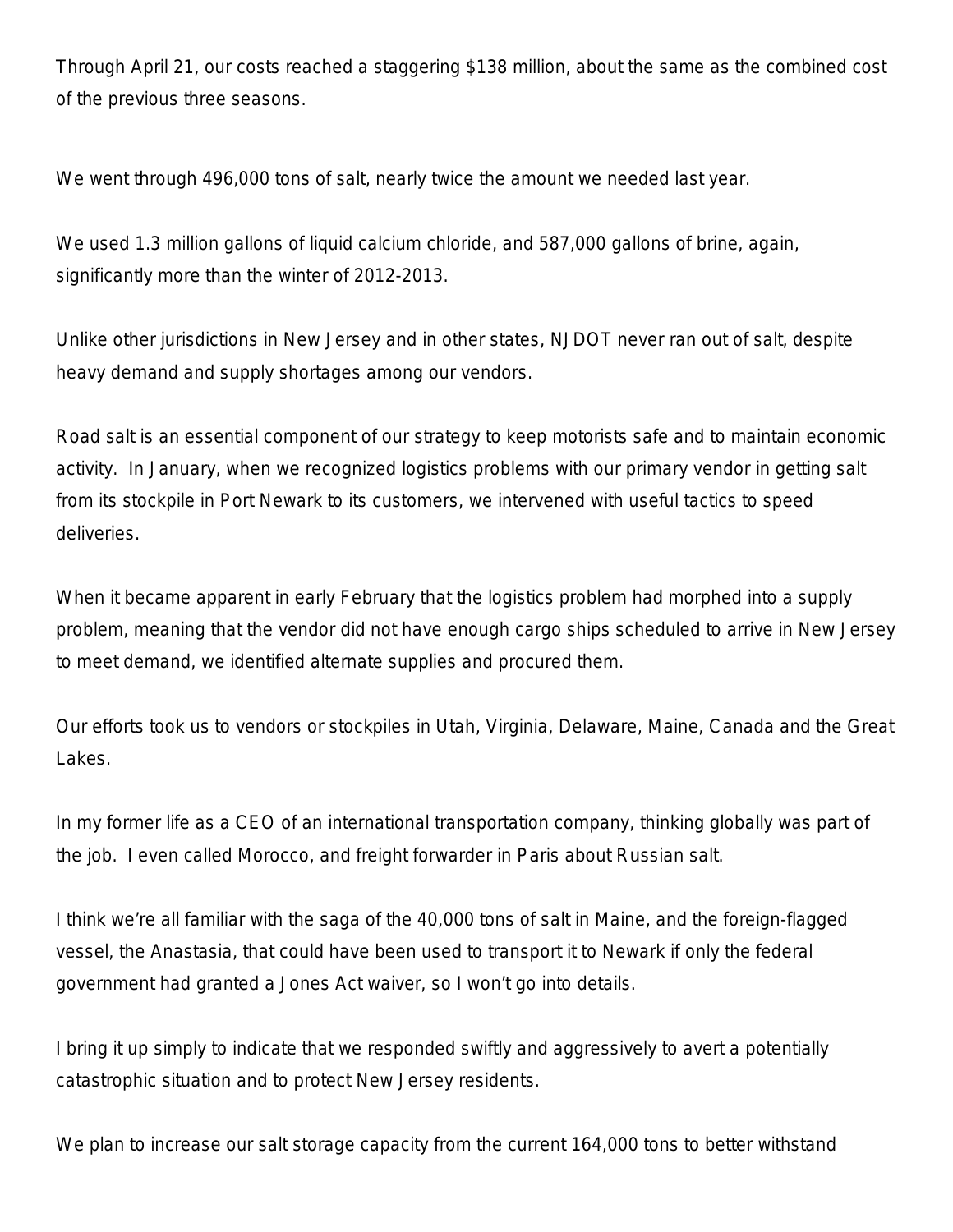Through April 21, our costs reached a staggering $138 million, about the same as the combined cost of the previous three seasons.

We went through 496,000 tons of salt, nearly twice the amount we needed last year.

We used 1.3 million gallons of liquid calcium chloride, and 587,000 gallons of brine, again, significantly more than the winter of 2012-2013.

Unlike other jurisdictions in New Jersey and in other states, NJDOT never ran out of salt, despite heavy demand and supply shortages among our vendors.

Road salt is an essential component of our strategy to keep motorists safe and to maintain economic activity. In January, when we recognized logistics problems with our primary vendor in getting salt from its stockpile in Port Newark to its customers, we intervened with useful tactics to speed deliveries.

When it became apparent in early February that the logistics problem had morphed into a supply problem, meaning that the vendor did not have enough cargo ships scheduled to arrive in New Jersey to meet demand, we identified alternate supplies and procured them.

Our efforts took us to vendors or stockpiles in Utah, Virginia, Delaware, Maine, Canada and the Great Lakes.

In my former life as a CEO of an international transportation company, thinking globally was part of the job. I even called Morocco, and freight forwarder in Paris about Russian salt.

I think we're all familiar with the saga of the 40,000 tons of salt in Maine, and the foreign-flagged vessel, the Anastasia, that could have been used to transport it to Newark if only the federal government had granted a Jones Act waiver, so I won't go into details.

I bring it up simply to indicate that we responded swiftly and aggressively to avert a potentially catastrophic situation and to protect New Jersey residents.

We plan to increase our salt storage capacity from the current 164,000 tons to better withstand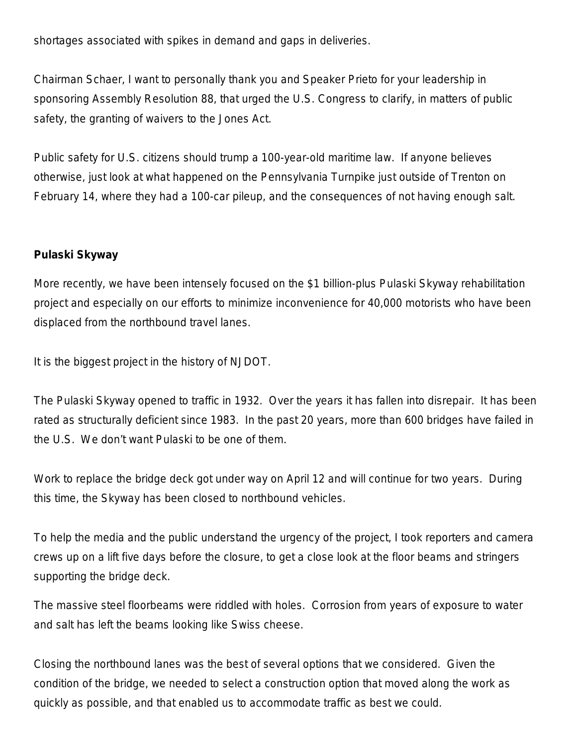shortages associated with spikes in demand and gaps in deliveries.

Chairman Schaer, I want to personally thank you and Speaker Prieto for your leadership in sponsoring Assembly Resolution 88, that urged the U.S. Congress to clarify, in matters of public safety, the granting of waivers to the Jones Act.

Public safety for U.S. citizens should trump a 100-year-old maritime law. If anyone believes otherwise, just look at what happened on the Pennsylvania Turnpike just outside of Trenton on February 14, where they had a 100-car pileup, and the consequences of not having enough salt.

**Pulaski Skyway**

More recently, we have been intensely focused on the $1 billion-plus Pulaski Skyway rehabilitation project and especially on our efforts to minimize inconvenience for 40,000 motorists who have been displaced from the northbound travel lanes.

It is the biggest project in the history of NJDOT.

The Pulaski Skyway opened to traffic in 1932. Over the years it has fallen into disrepair. It has been rated as structurally deficient since 1983. In the past 20 years, more than 600 bridges have failed in the U.S. We don't want Pulaski to be one of them.

Work to replace the bridge deck got under way on April 12 and will continue for two years. During this time, the Skyway has been closed to northbound vehicles.

To help the media and the public understand the urgency of the project, I took reporters and camera crews up on a lift five days before the closure, to get a close look at the floor beams and stringers supporting the bridge deck.

The massive steel floorbeams were riddled with holes. Corrosion from years of exposure to water and salt has left the beams looking like Swiss cheese.

Closing the northbound lanes was the best of several options that we considered. Given the condition of the bridge, we needed to select a construction option that moved along the work as quickly as possible, and that enabled us to accommodate traffic as best we could.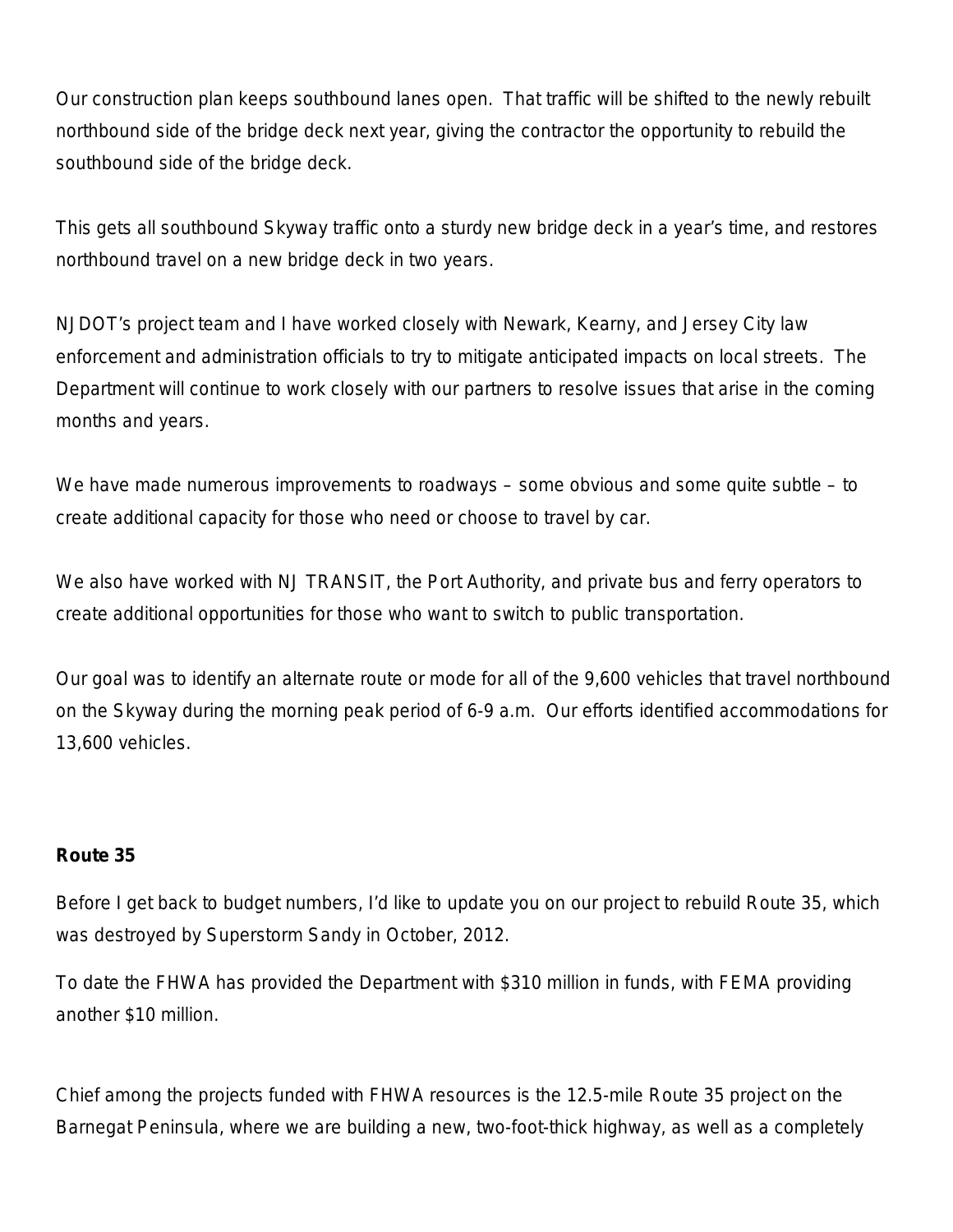Our construction plan keeps southbound lanes open. That traffic will be shifted to the newly rebuilt northbound side of the bridge deck next year, giving the contractor the opportunity to rebuild the southbound side of the bridge deck.

This gets all southbound Skyway traffic onto a sturdy new bridge deck in a year's time, and restores northbound travel on a new bridge deck in two years.

NJDOT's project team and I have worked closely with Newark, Kearny, and Jersey City law enforcement and administration officials to try to mitigate anticipated impacts on local streets. The Department will continue to work closely with our partners to resolve issues that arise in the coming months and years.

We have made numerous improvements to roadways – some obvious and some quite subtle – to create additional capacity for those who need or choose to travel by car.

We also have worked with NJ TRANSIT, the Port Authority, and private bus and ferry operators to create additional opportunities for those who want to switch to public transportation.

Our goal was to identify an alternate route or mode for all of the 9,600 vehicles that travel northbound on the Skyway during the morning peak period of 6-9 a.m. Our efforts identified accommodations for 13,600 vehicles.

**Route 35**

Before I get back to budget numbers, I'd like to update you on our project to rebuild Route 35, which was destroyed by Superstorm Sandy in October, 2012.

To date the FHWA has provided the Department with $310 million in funds, with FEMA providing another $10 million.

Chief among the projects funded with FHWA resources is the 12.5-mile Route 35 project on the Barnegat Peninsula, where we are building a new, two-foot-thick highway, as well as a completely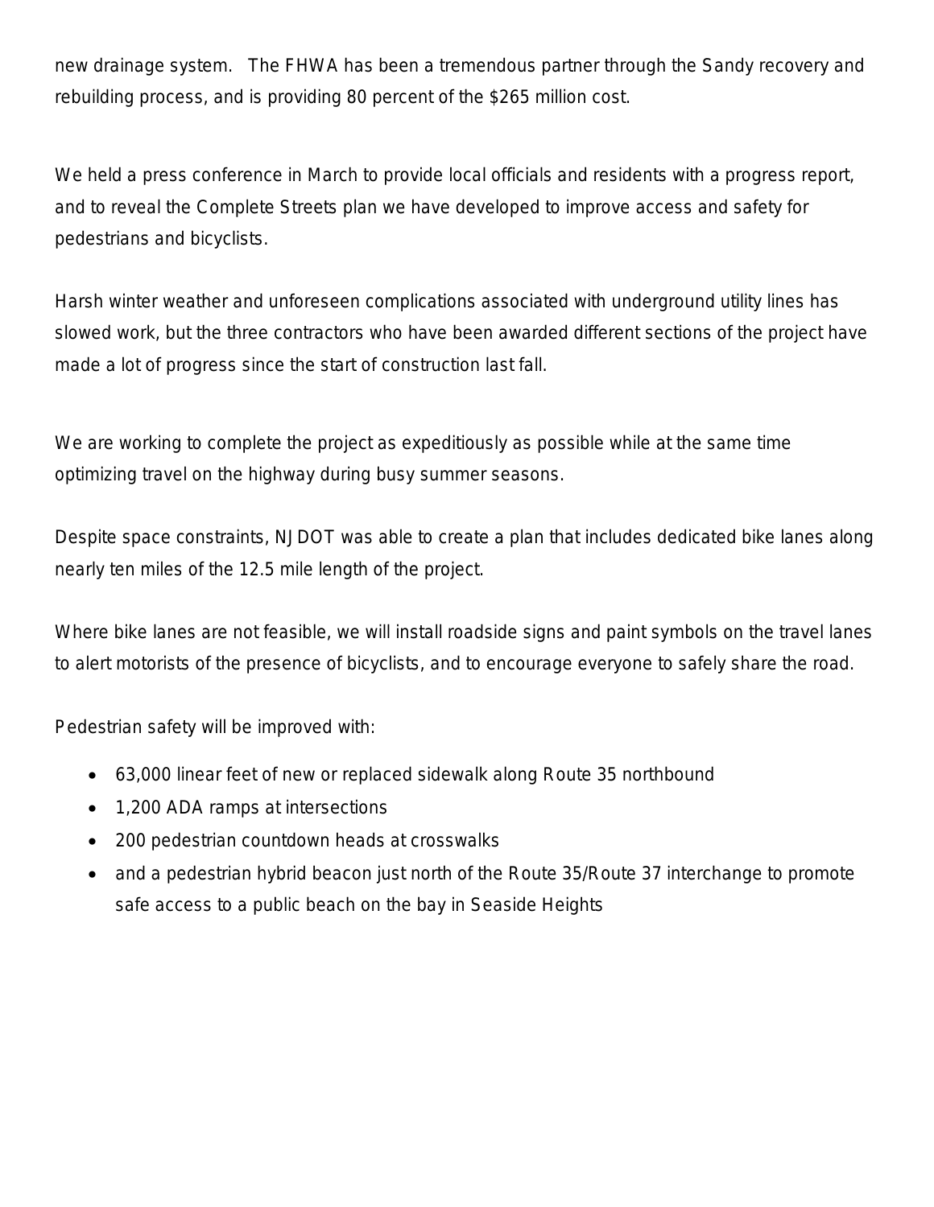new drainage system. The FHWA has been a tremendous partner through the Sandy recovery and rebuilding process, and is providing 80 percent of the $265 million cost.

We held a press conference in March to provide local officials and residents with a progress report, and to reveal the Complete Streets plan we have developed to improve access and safety for pedestrians and bicyclists.

Harsh winter weather and unforeseen complications associated with underground utility lines has slowed work, but the three contractors who have been awarded different sections of the project have made a lot of progress since the start of construction last fall.

We are working to complete the project as expeditiously as possible while at the same time optimizing travel on the highway during busy summer seasons.

Despite space constraints, NJDOT was able to create a plan that includes dedicated bike lanes along nearly ten miles of the 12.5 mile length of the project.

Where bike lanes are not feasible, we will install roadside signs and paint symbols on the travel lanes to alert motorists of the presence of bicyclists, and to encourage everyone to safely share the road.

Pedestrian safety will be improved with:

- 63,000 linear feet of new or replaced sidewalk along Route 35 northbound
- 1,200 ADA ramps at intersections
- 200 pedestrian countdown heads at crosswalks
- and a pedestrian hybrid beacon just north of the Route 35/Route 37 interchange to promote safe access to a public beach on the bay in Seaside Heights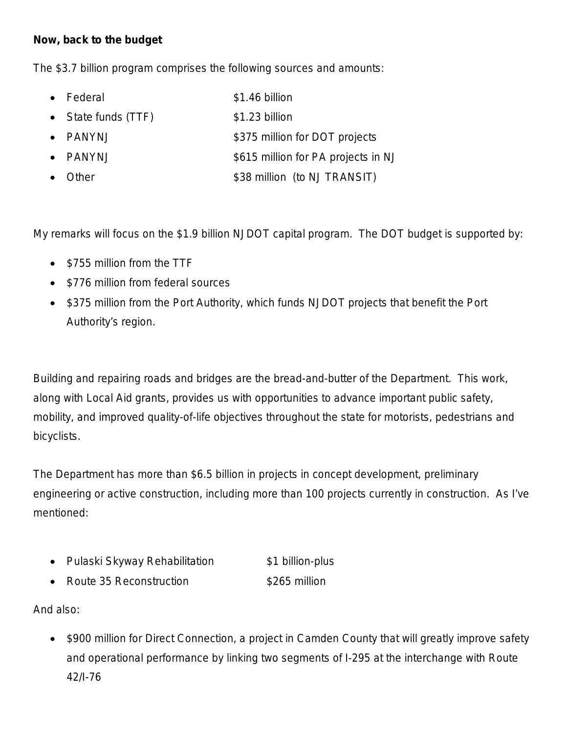**Now, back to the budget**

The $3.7 billion program comprises the following sources and amounts:

- Federal $1.46 billion
- State funds (TTF) $1.23 billion
- PANYNJ $375 million for DOT projects
- PANYNJ $615 million for PA projects in NJ
- Other $38 million (to NJ TRANSIT)

My remarks will focus on the $1.9 billion NJDOT capital program. The DOT budget is supported by:

- $755 million from the TTF
- $776 million from federal sources
- $375 million from the Port Authority, which funds NJDOT projects that benefit the Port Authority's region.

Building and repairing roads and bridges are the bread-and-butter of the Department. This work, along with Local Aid grants, provides us with opportunities to advance important public safety, mobility, and improved quality-of-life objectives throughout the state for motorists, pedestrians and bicyclists.

The Department has more than $6.5 billion in projects in concept development, preliminary engineering or active construction, including more than 100 projects currently in construction. As I've mentioned:

- Pulaski Skyway Rehabilitation $1 billion-plus
- Route 35 Reconstruction $265 million

And also:

- $900 million for Direct Connection, a project in Camden County that will greatly improve safety and operational performance by linking two segments of I-295 at the interchange with Route 42/I-76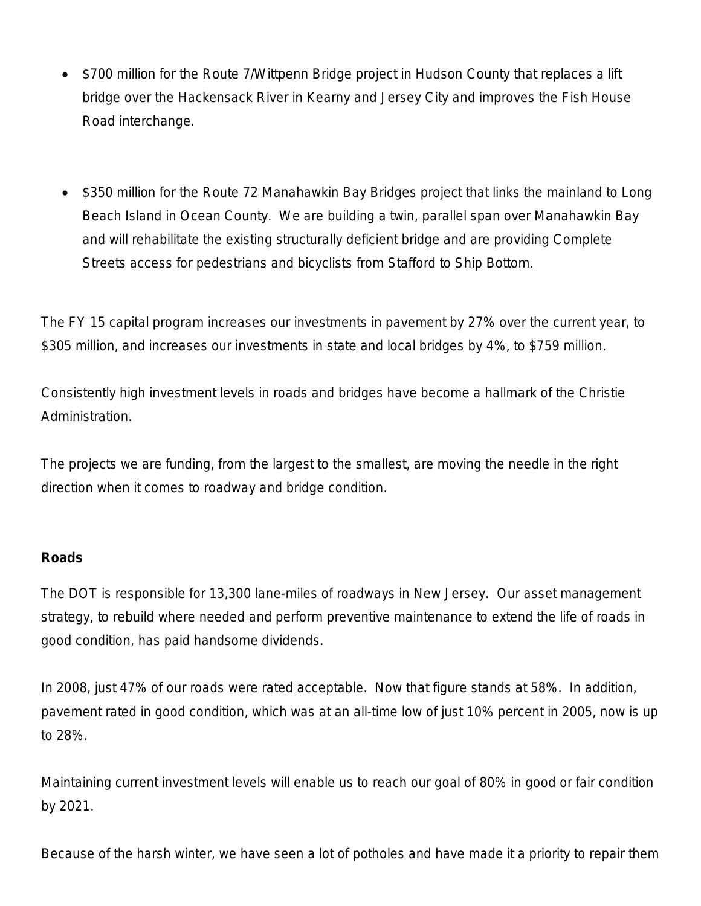- $700 million for the Route 7/Wittpenn Bridge project in Hudson County that replaces a lift bridge over the Hackensack River in Kearny and Jersey City and improves the Fish House Road interchange.

- $350 million for the Route 72 Manahawkin Bay Bridges project that links the mainland to Long Beach Island in Ocean County. We are building a twin, parallel span over Manahawkin Bay and will rehabilitate the existing structurally deficient bridge and are providing Complete Streets access for pedestrians and bicyclists from Stafford to Ship Bottom.

The FY 15 capital program increases our investments in pavement by 27% over the current year, to $305 million, and increases our investments in state and local bridges by 4%, to $759 million.

Consistently high investment levels in roads and bridges have become a hallmark of the Christie Administration.

The projects we are funding, from the largest to the smallest, are moving the needle in the right direction when it comes to roadway and bridge condition.

**Roads**

The DOT is responsible for 13,300 lane-miles of roadways in New Jersey. Our asset management strategy, to rebuild where needed and perform preventive maintenance to extend the life of roads in good condition, has paid handsome dividends.

In 2008, just 47% of our roads were rated acceptable. Now that figure stands at 58%. In addition, pavement rated in good condition, which was at an all-time low of just 10% percent in 2005, now is up to 28%.

Maintaining current investment levels will enable us to reach our goal of 80% in good or fair condition by 2021.

Because of the harsh winter, we have seen a lot of potholes and have made it a priority to repair them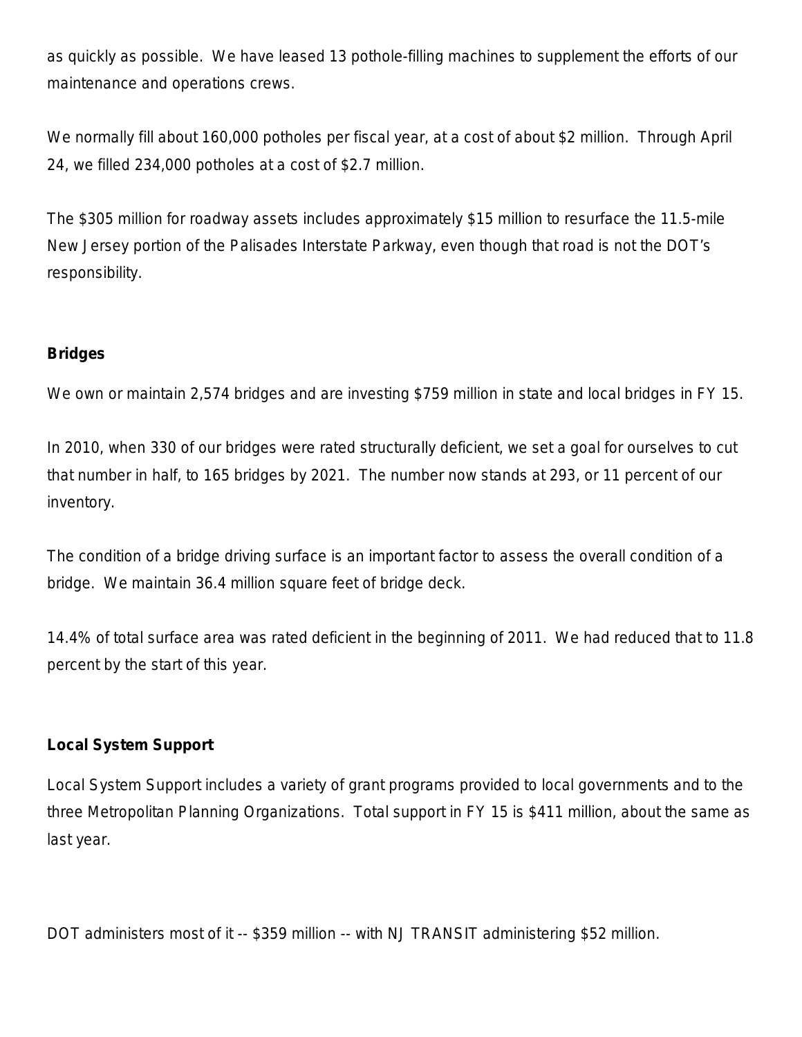as quickly as possible. We have leased 13 pothole-filling machines to supplement the efforts of our maintenance and operations crews.

We normally fill about 160,000 potholes per fiscal year, at a cost of about $2 million. Through April 24, we filled 234,000 potholes at a cost of $2.7 million.

The $305 million for roadway assets includes approximately $15 million to resurface the 11.5-mile New Jersey portion of the Palisades Interstate Parkway, even though that road is not the DOT's responsibility.

**Bridges**

We own or maintain 2,574 bridges and are investing $759 million in state and local bridges in FY 15.

In 2010, when 330 of our bridges were rated structurally deficient, we set a goal for ourselves to cut that number in half, to 165 bridges by 2021. The number now stands at 293, or 11 percent of our inventory.

The condition of a bridge driving surface is an important factor to assess the overall condition of a bridge. We maintain 36.4 million square feet of bridge deck.

14.4% of total surface area was rated deficient in the beginning of 2011. We had reduced that to 11.8 percent by the start of this year.

**Local System Support**

Local System Support includes a variety of grant programs provided to local governments and to the three Metropolitan Planning Organizations. Total support in FY 15 is $411 million, about the same as last year.

DOT administers most of it -- $359 million -- with NJ TRANSIT administering $52 million.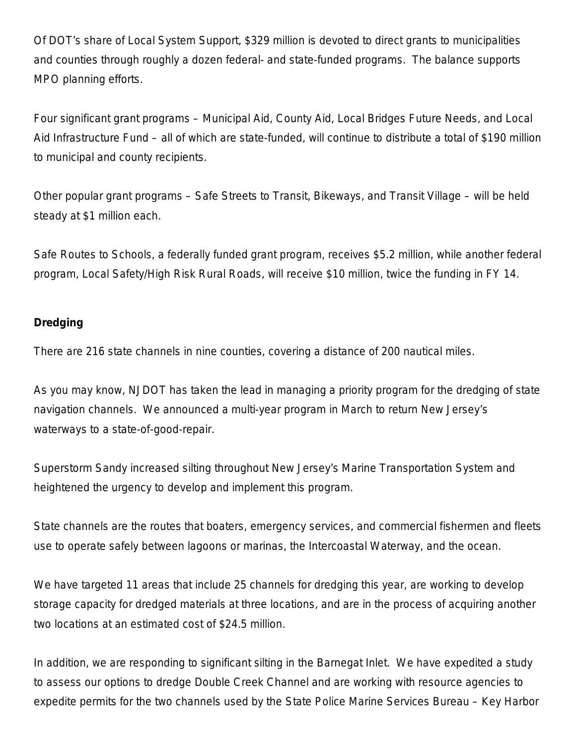Of DOT's share of Local System Support, $329 million is devoted to direct grants to municipalities and counties through roughly a dozen federal- and state-funded programs. The balance supports MPO planning efforts.

Four significant grant programs – Municipal Aid, County Aid, Local Bridges Future Needs, and Local Aid Infrastructure Fund – all of which are state-funded, will continue to distribute a total of $190 million to municipal and county recipients.

Other popular grant programs – Safe Streets to Transit, Bikeways, and Transit Village – will be held steady at $1 million each.

Safe Routes to Schools, a federally funded grant program, receives $5.2 million, while another federal program, Local Safety/High Risk Rural Roads, will receive $10 million, twice the funding in FY 14.

**Dredging**

There are 216 state channels in nine counties, covering a distance of 200 nautical miles.

As you may know, NJDOT has taken the lead in managing a priority program for the dredging of state navigation channels. We announced a multi-year program in March to return New Jersey's waterways to a state-of-good-repair.

Superstorm Sandy increased silting throughout New Jersey's Marine Transportation System and heightened the urgency to develop and implement this program.

State channels are the routes that boaters, emergency services, and commercial fishermen and fleets use to operate safely between lagoons or marinas, the Intercoastal Waterway, and the ocean.

We have targeted 11 areas that include 25 channels for dredging this year, are working to develop storage capacity for dredged materials at three locations, and are in the process of acquiring another two locations at an estimated cost of $24.5 million.

In addition, we are responding to significant silting in the Barnegat Inlet. We have expedited a study to assess our options to dredge Double Creek Channel and are working with resource agencies to expedite permits for the two channels used by the State Police Marine Services Bureau – Key Harbor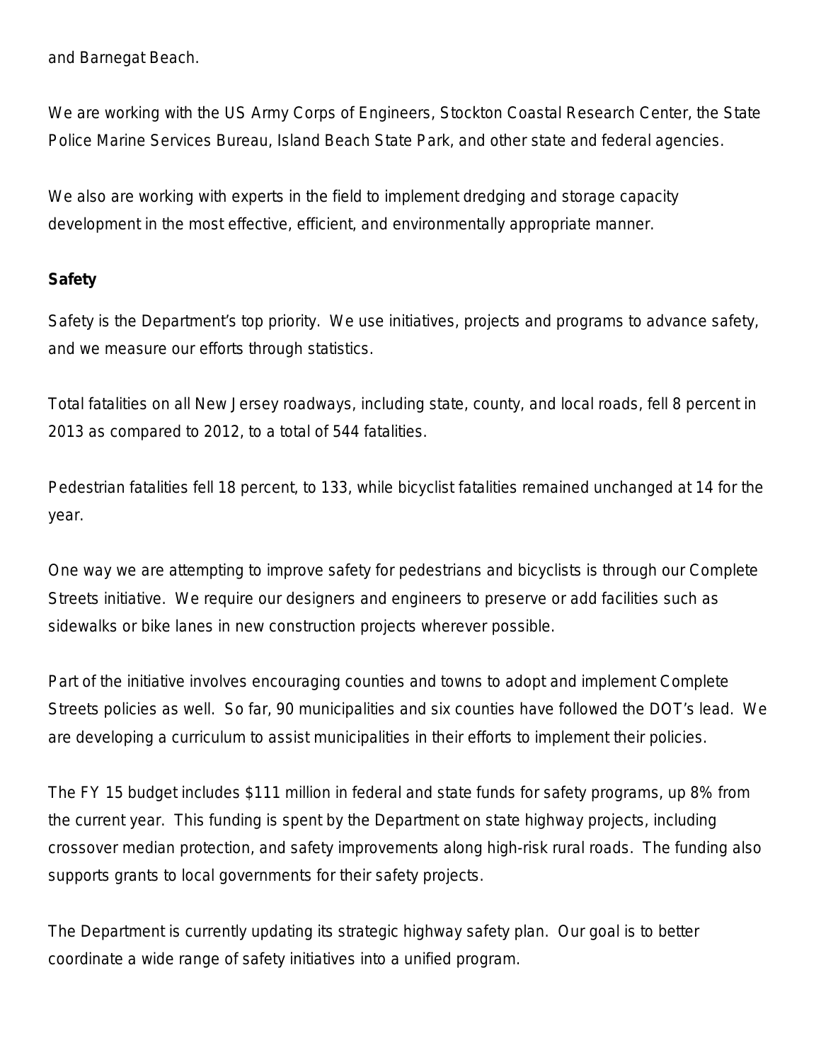and Barnegat Beach.

We are working with the US Army Corps of Engineers, Stockton Coastal Research Center, the State Police Marine Services Bureau, Island Beach State Park, and other state and federal agencies.

We also are working with experts in the field to implement dredging and storage capacity development in the most effective, efficient, and environmentally appropriate manner.

**Safety**

Safety is the Department's top priority. We use initiatives, projects and programs to advance safety, and we measure our efforts through statistics.

Total fatalities on all New Jersey roadways, including state, county, and local roads, fell 8 percent in 2013 as compared to 2012, to a total of 544 fatalities.

Pedestrian fatalities fell 18 percent, to 133, while bicyclist fatalities remained unchanged at 14 for the year.

One way we are attempting to improve safety for pedestrians and bicyclists is through our Complete Streets initiative. We require our designers and engineers to preserve or add facilities such as sidewalks or bike lanes in new construction projects wherever possible.

Part of the initiative involves encouraging counties and towns to adopt and implement Complete Streets policies as well. So far, 90 municipalities and six counties have followed the DOT's lead. We are developing a curriculum to assist municipalities in their efforts to implement their policies.

The FY 15 budget includes $111 million in federal and state funds for safety programs, up 8% from the current year. This funding is spent by the Department on state highway projects, including crossover median protection, and safety improvements along high-risk rural roads. The funding also supports grants to local governments for their safety projects.

The Department is currently updating its strategic highway safety plan. Our goal is to better coordinate a wide range of safety initiatives into a unified program.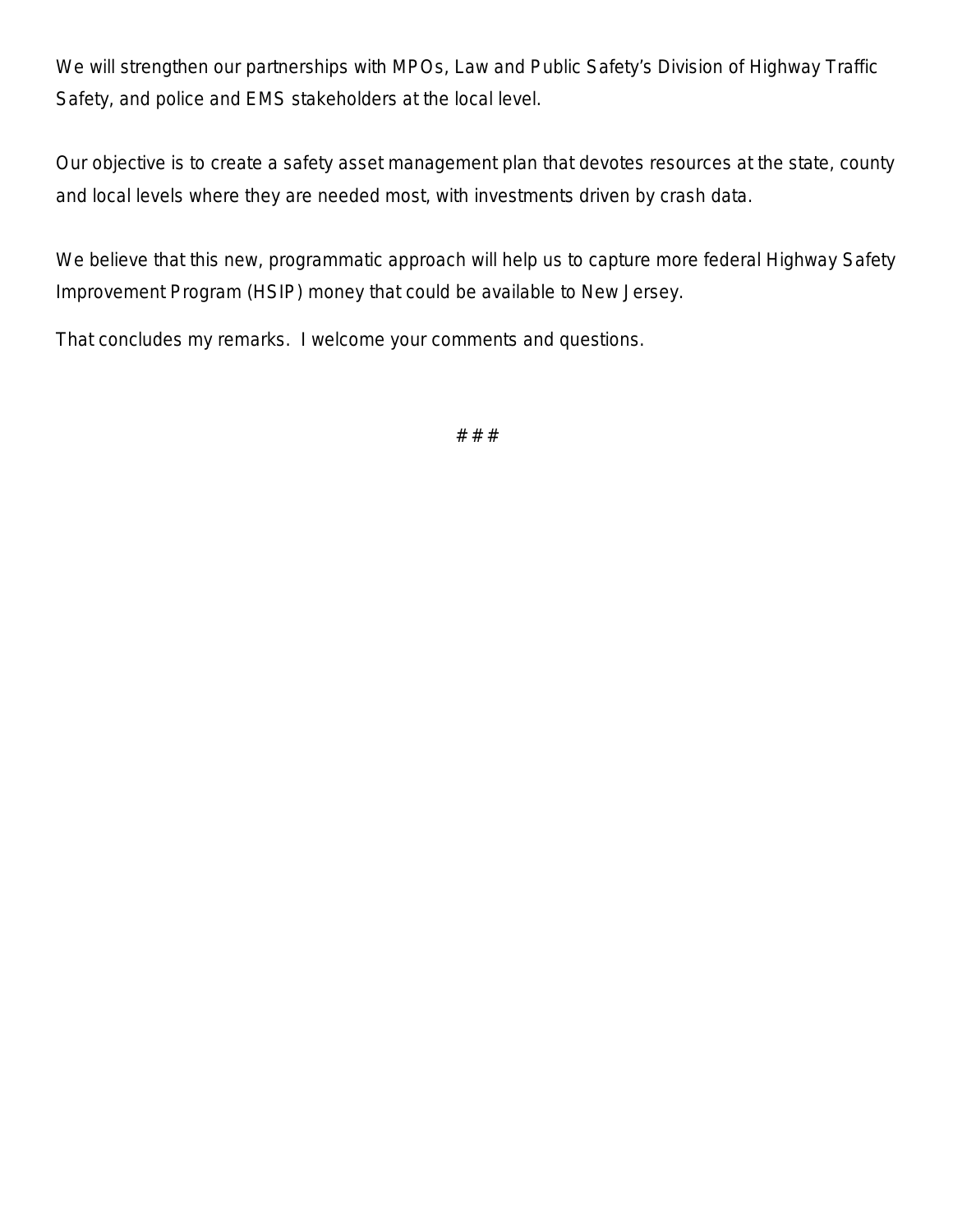We will strengthen our partnerships with MPOs, Law and Public Safety's Division of Highway Traffic Safety, and police and EMS stakeholders at the local level.

Our objective is to create a safety asset management plan that devotes resources at the state, county and local levels where they are needed most, with investments driven by crash data.

We believe that this new, programmatic approach will help us to capture more federal Highway Safety Improvement Program (HSIP) money that could be available to New Jersey.

That concludes my remarks. I welcome your comments and questions.

# # #